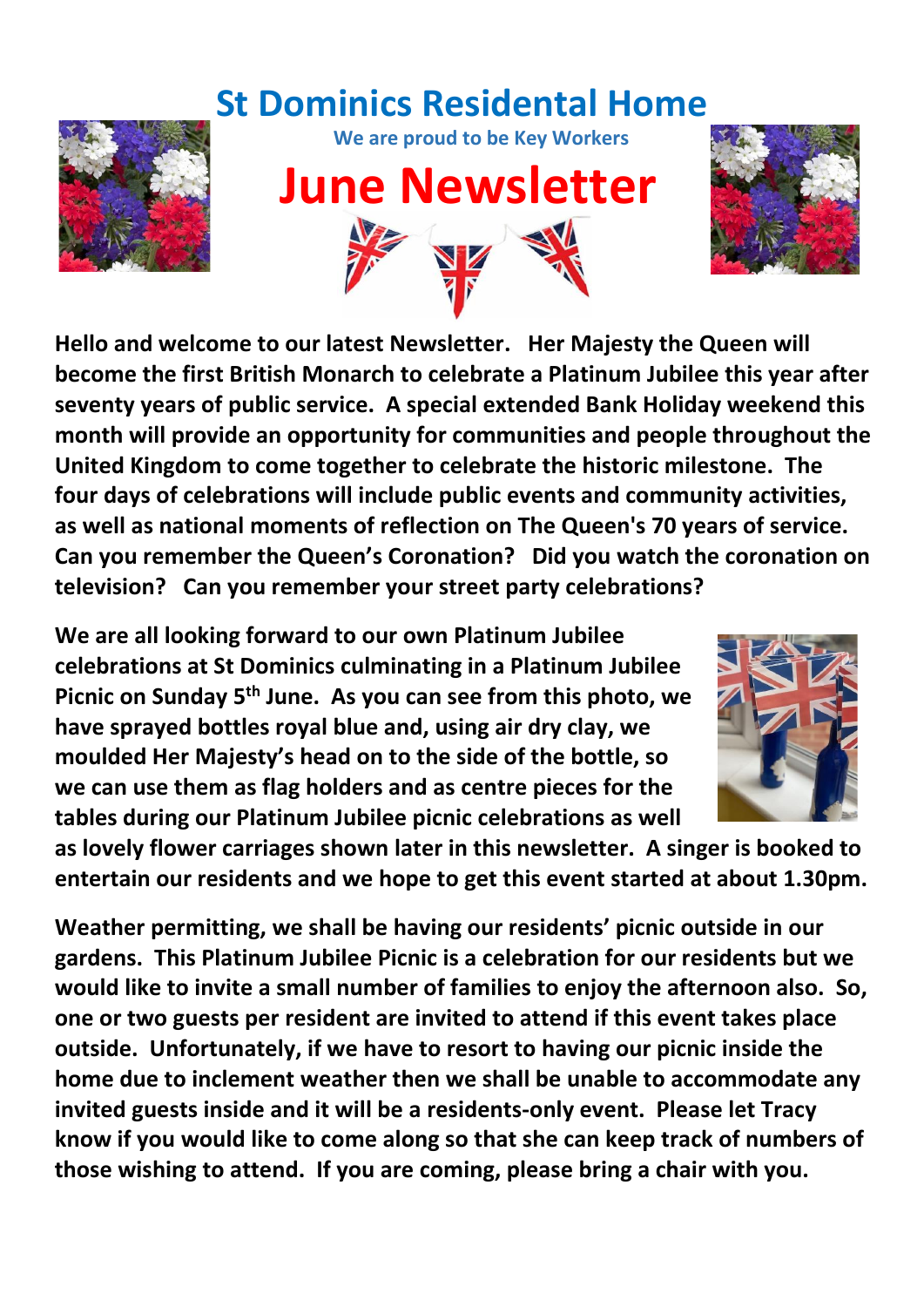# St Dominics Residental Home

**We are proud to be Key Workers**

## June Newsletter

**Hello and welcome to our latest Newsletter. Her Majesty the Queen will become the first British Monarch to celebrate a Platinum Jubilee this year after seventy years of public service. A special extended Bank Holiday weekend this month will provide an opportunity for communities and people throughout the United Kingdom to come together to celebrate the historic milestone. The four days of celebrations will include public events and community activities, as well as national moments of reflection on The Queen's 70 years of service. Can you remember the Queen's Coronation? Did you watch the coronation on television? Can you remember your street party celebrations?**

**We are all looking forward to our own Platinum Jubilee celebrations at St Dominics culminating in a Platinum Jubilee Picnic on Sunday 5th June. As you can see from this photo, we have sprayed bottles royal blue and, using air dry clay, we moulded Her Majesty's head on to the side of the bottle, so we can use them as flag holders and as centre pieces for the tables during our Platinum Jubilee picnic celebrations as well as lovely flower carriages shown later in this newsletter. A singer is booked to entertain our residents and we hope to get this event started at about 1.30pm.**

**Weather permitting, we shall be having our residents' picnic outside in our gardens. This Platinum Jubilee Picnic is a celebration for our residents but we would like to invite a small number of families to enjoy the afternoon also. So, one or two guests per resident are invited to attend if this event takes place outside. Unfortunately, if we have to resort to having our picnic inside the home due to inclement weather then we shall be unable to accommodate any invited guests inside and it will be a residents-only event. Please let Tracy know if you would like to come along so that she can keep track of numbers of those wishing to attend. If you are coming, please bring a chair with you.**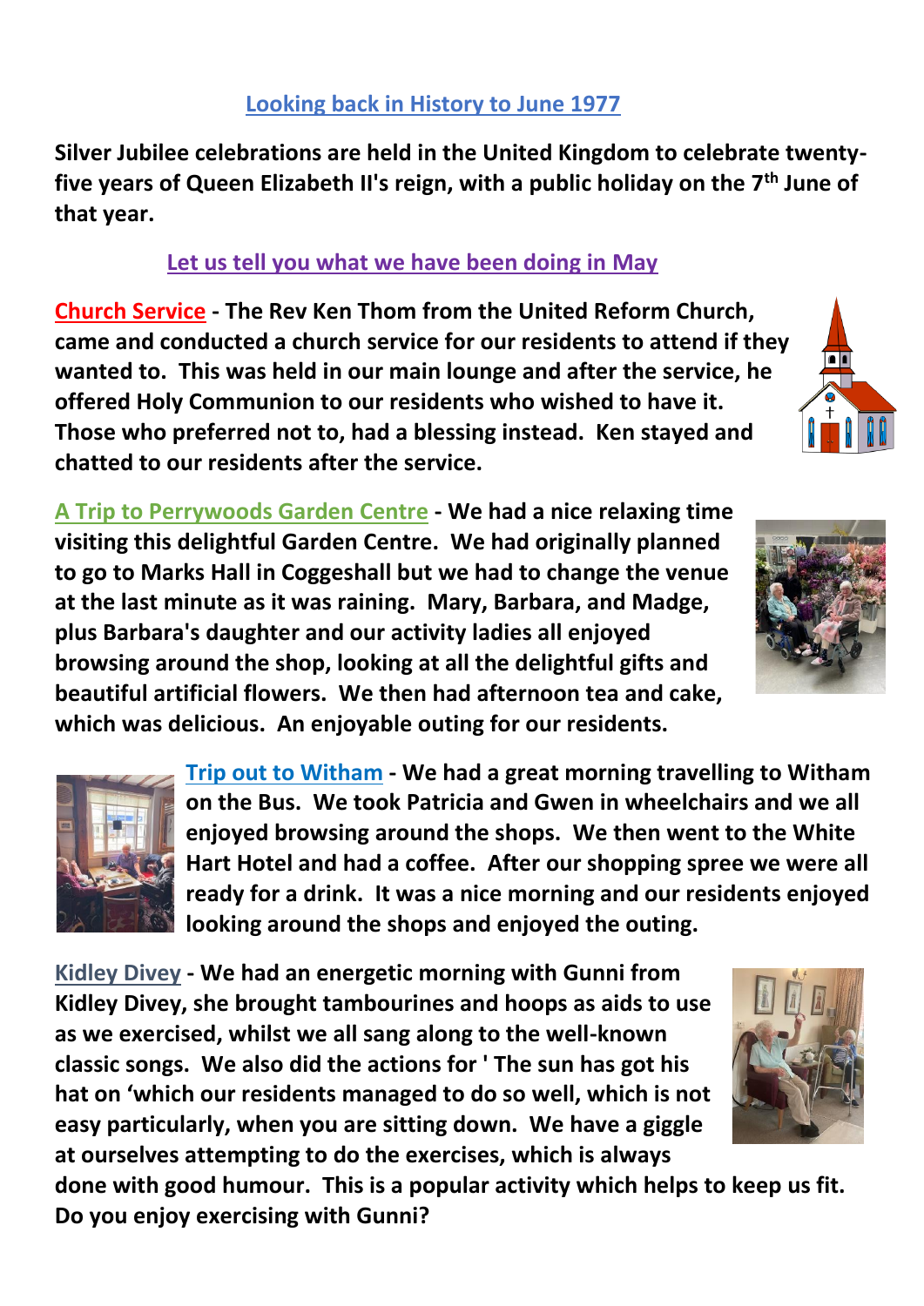## Looking back in History to June 1977

**Silver Jubilee celebrations are held in the United Kingdom to celebrate twenty-five years of Queen Elizabeth II's reign, with a public holiday on the 7th June of that year.**

## Let us tell you what we have been doing in May

**Church Service - The Rev Ken Thom from the United Reform Church, came and conducted a church service for our residents to attend if they wanted to. This was held in our main lounge and after the service, he offered Holy Communion to our residents who wished to have it. Those who preferred not to, had a blessing instead. Ken stayed and chatted to our residents after the service.**

**A Trip to Perrywoods Garden Centre - We had a nice relaxing time visiting this delightful Garden Centre. We had originally planned to go to Marks Hall in Coggeshall but we had to change the venue at the last minute as it was raining. Mary, Barbara, and Madge, plus Barbara's daughter and our activity ladies all enjoyed browsing around the shop, looking at all the delightful gifts and beautiful artificial flowers. We then had afternoon tea and cake, which was delicious. An enjoyable outing for our residents.**

**Trip out to Witham - We had a great morning travelling to Witham on the Bus. We took Patricia and Gwen in wheelchairs and we all enjoyed browsing around the shops. We then went to the White Hart Hotel and had a coffee. After our shopping spree we were all ready for a drink. It was a nice morning and our residents enjoyed looking around the shops and enjoyed the outing.**

**Kidley Divey - We had an energetic morning with Gunni from Kidley Divey, she brought tambourines and hoops as aids to use as we exercised, whilst we all sang along to the well-known classic songs. We also did the actions for ' The sun has got his hat on 'which our residents managed to do so well, which is not easy particularly, when you are sitting down. We have a giggle at ourselves attempting to do the exercises, which is always done with good humour. This is a popular activity which helps to keep us fit. Do you enjoy exercising with Gunni?**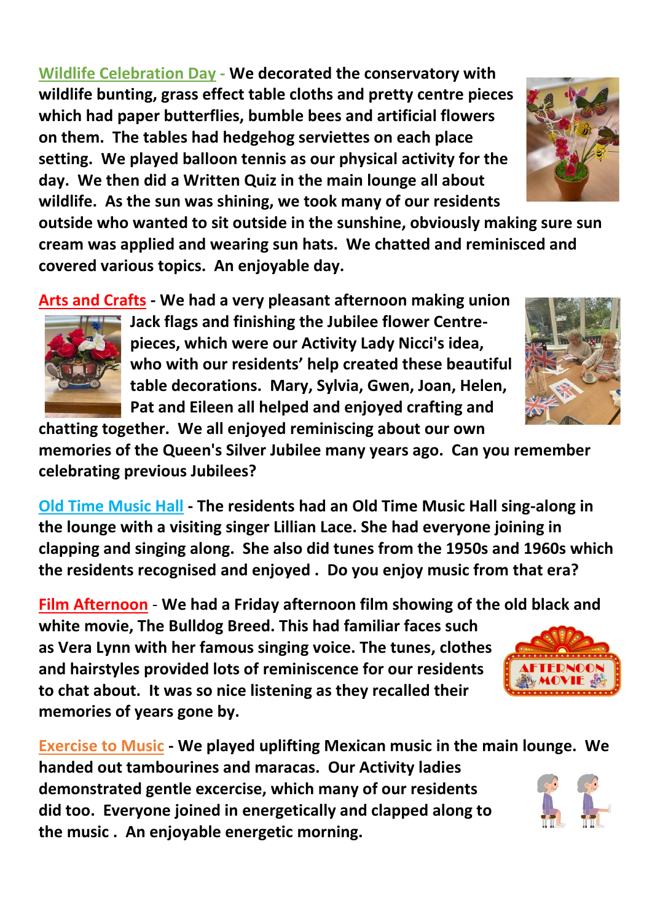**Wildlife Celebration Day** - We decorated the conservatory with wildlife bunting, grass effect table cloths and pretty centre pieces which had paper butterflies, bumble bees and artificial flowers on them. The tables had hedgehog serviettes on each place setting. We played balloon tennis as our physical activity for the day. We then did a Written Quiz in the main lounge all about wildlife. As the sun was shining, we took many of our residents outside who wanted to sit outside in the sunshine, obviously making sure sun cream was applied and wearing sun hats. We chatted and reminisced and covered various topics. An enjoyable day.

**Arts and Crafts** - We had a very pleasant afternoon making union Jack flags and finishing the Jubilee flower Centre-pieces, which were our Activity Lady Nicci's idea, who with our residents' help created these beautiful table decorations. Mary, Sylvia, Gwen, Joan, Helen, Pat and Eileen all helped and enjoyed crafting and chatting together. We all enjoyed reminiscing about our own memories of the Queen's Silver Jubilee many years ago. Can you remember celebrating previous Jubilees?

**Old Time Music Hall** - The residents had an Old Time Music Hall sing-along in the lounge with a visiting singer Lillian Lace. She had everyone joining in clapping and singing along. She also did tunes from the 1950s and 1960s which the residents recognised and enjoyed . Do you enjoy music from that era?

**Film Afternoon** - We had a Friday afternoon film showing of the old black and white movie, The Bulldog Breed. This had familiar faces such as Vera Lynn with her famous singing voice. The tunes, clothes and hairstyles provided lots of reminiscence for our residents to chat about. It was so nice listening as they recalled their memories of years gone by.

**Exercise to Music** - We played uplifting Mexican music in the main lounge. We handed out tambourines and maracas. Our Activity ladies demonstrated gentle excercise, which many of our residents did too. Everyone joined in energetically and clapped along to the music . An enjoyable energetic morning.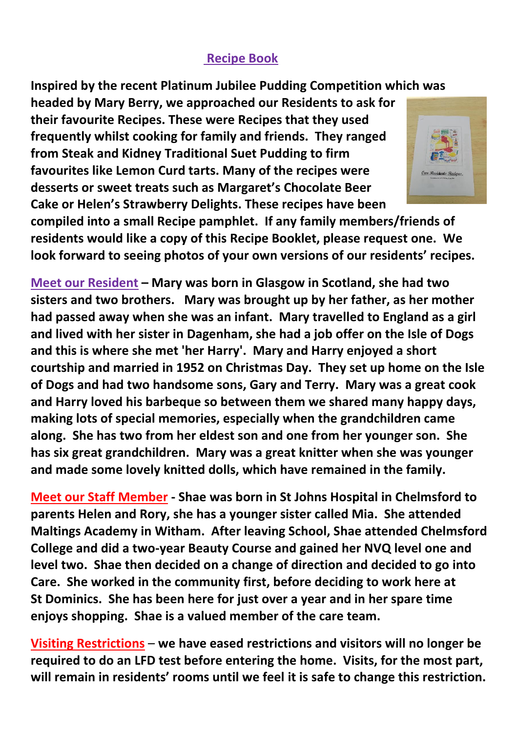## Recipe Book

**Inspired by the recent Platinum Jubilee Pudding Competition which was headed by Mary Berry, we approached our Residents to ask for their favourite Recipes. These were Recipes that they used frequently whilst cooking for family and friends. They ranged from Steak and Kidney Traditional Suet Pudding to firm favourites like Lemon Curd tarts. Many of the recipes were desserts or sweet treats such as Margaret's Chocolate Beer Cake or Helen's Strawberry Delights. These recipes have been compiled into a small Recipe pamphlet. If any family members/friends of residents would like a copy of this Recipe Booklet, please request one. We look forward to seeing photos of your own versions of our residents' recipes.**

**Meet our Resident – Mary was born in Glasgow in Scotland, she had two sisters and two brothers. Mary was brought up by her father, as her mother had passed away when she was an infant. Mary travelled to England as a girl and lived with her sister in Dagenham, she had a job offer on the Isle of Dogs and this is where she met 'her Harry'. Mary and Harry enjoyed a short courtship and married in 1952 on Christmas Day. They set up home on the Isle of Dogs and had two handsome sons, Gary and Terry. Mary was a great cook and Harry loved his barbeque so between them we shared many happy days, making lots of special memories, especially when the grandchildren came along. She has two from her eldest son and one from her younger son. She has six great grandchildren. Mary was a great knitter when she was younger and made some lovely knitted dolls, which have remained in the family.**

**Meet our Staff Member - Shae was born in St Johns Hospital in Chelmsford to parents Helen and Rory, she has a younger sister called Mia. She attended Maltings Academy in Witham. After leaving School, Shae attended Chelmsford College and did a two-year Beauty Course and gained her NVQ level one and level two. Shae then decided on a change of direction and decided to go into Care. She worked in the community first, before deciding to work here at St Dominics. She has been here for just over a year and in her spare time enjoys shopping. Shae is a valued member of the care team.**

**Visiting Restrictions – we have eased restrictions and visitors will no longer be required to do an LFD test before entering the home. Visits, for the most part, will remain in residents' rooms until we feel it is safe to change this restriction.**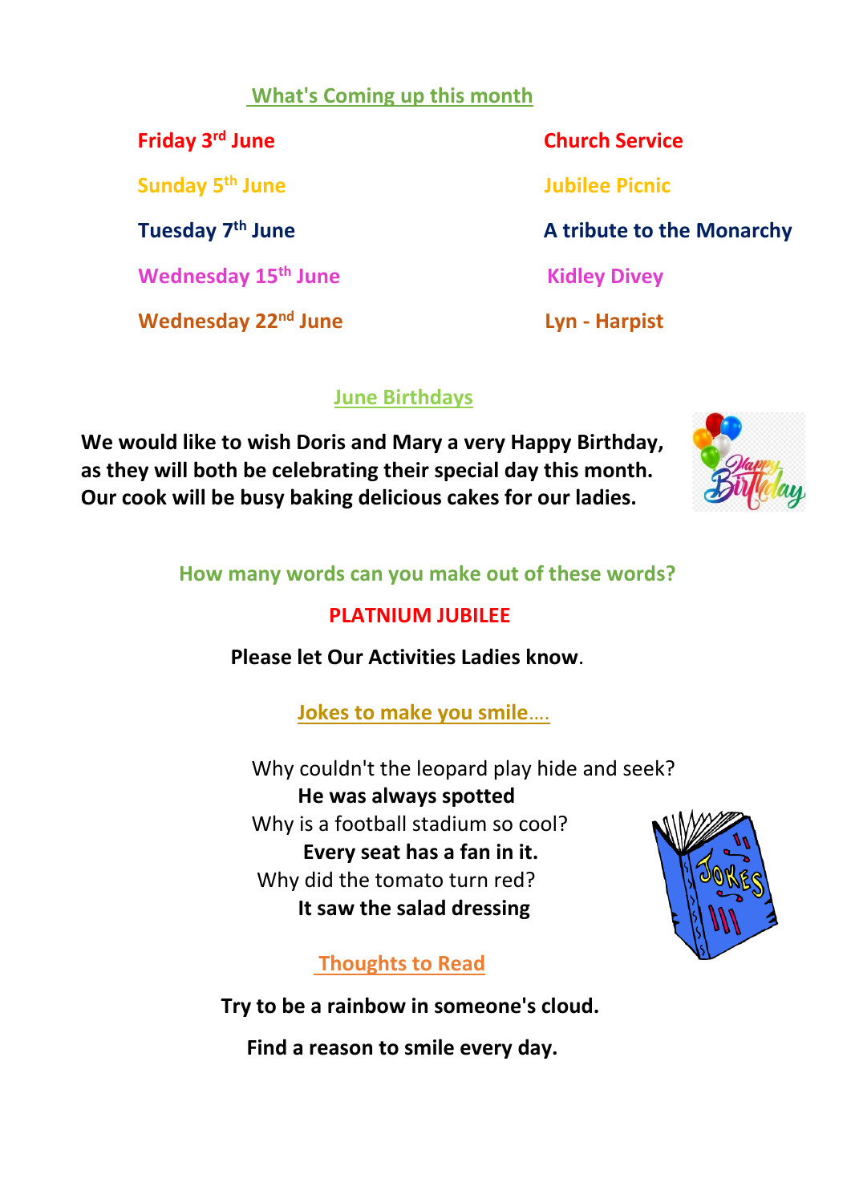## What's Coming up this month

| | |
|---|---|
| Friday 3rd June | Church Service |
| Sunday 5th June | Jubilee Picnic |
| Tuesday 7th June | A tribute to the Monarchy |
| Wednesday 15th June | Kidley Divey |
| Wednesday 22nd June | Lyn - Harpist |

## June Birthdays

**We would like to wish Doris and Mary a very Happy Birthday, as they will both be celebrating their special day this month. Our cook will be busy baking delicious cakes for our ladies.**

### How many words can you make out of these words?

**PLATNIUM JUBILEE**

**Please let Our Activities Ladies know**.

## Jokes to make you smile....

Why couldn't the leopard play hide and seek?
**He was always spotted**
Why is a football stadium so cool?
**Every seat has a fan in it.**
Why did the tomato turn red?
**It saw the salad dressing**

## Thoughts to Read

**Try to be a rainbow in someone's cloud.**

**Find a reason to smile every day.**